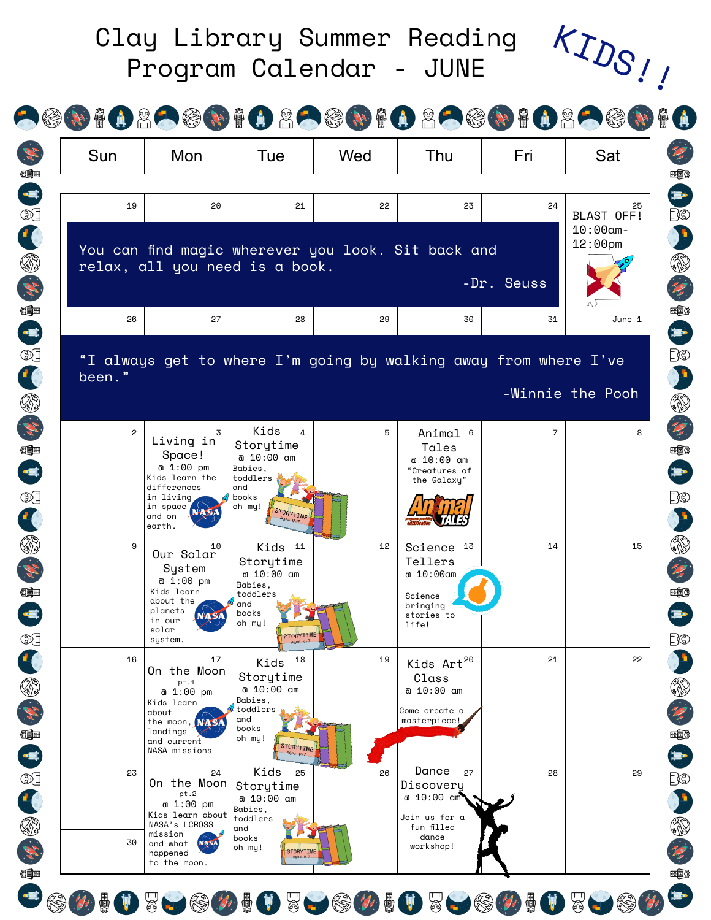# Clay Library Summer Reading Program Calendar - JUNE

KIDS!!

| Sun | Mon | Tue | Wed | Thu | Fri | Sat |
|---|---|---|---|---|---|---|
| 19 | 20 | 21 | 22 | 23 | 24 | 25 BLAST OFF! 10:00am-12:00pm |
| You can find magic wherever you look. Sit back and relax, all you need is a book. -Dr. Seuss | | | | | | |
| 26 | 27 | 28 | 29 | 30 | 31 | June 1 |
| “I always get to where I’m going by walking away from where I’ve been.” -Winnie the Pooh | | | | | | |
| 2 | 3 Living in Space! @ 1:00 pm Kids learn the differences in living in space and on earth. | 4 Kids Storytime @ 10:00 am Babies, toddlers and books oh my! | 5 | 6 Animal Tales @ 10:00 am “Creatures of the Galaxy” | 7 | 8 |
| 9 | 10 Our Solar System @ 1:00 pm Kids learn about the planets in our solar system. | 11 Kids Storytime @ 10:00 am Babies, toddlers and books oh my! | 12 | 13 Science Tellers @ 10:00am Science bringing stories to life! | 14 | 15 |
| 16 | 17 On the Moon pt.1 @ 1:00 pm Kids learn about the moon, landings and current NASA missions | 18 Kids Storytime @ 10:00 am Babies, toddlers and books oh my! | 19 | 20 Kids Art Class @ 10:00 am Come create a masterpiece! | 21 | 22 |
| 23 / 30 | 24 On the Moon pt.2 @ 1:00 pm Kids learn about NASA's LCROSS mission and what happened to the moon. | 25 Kids Storytime @ 10:00 am Babies, toddlers and books oh my! | 26 | 27 Dance Discovery @ 10:00 am Join us for a fun filled dance workshop! | 28 | 29 |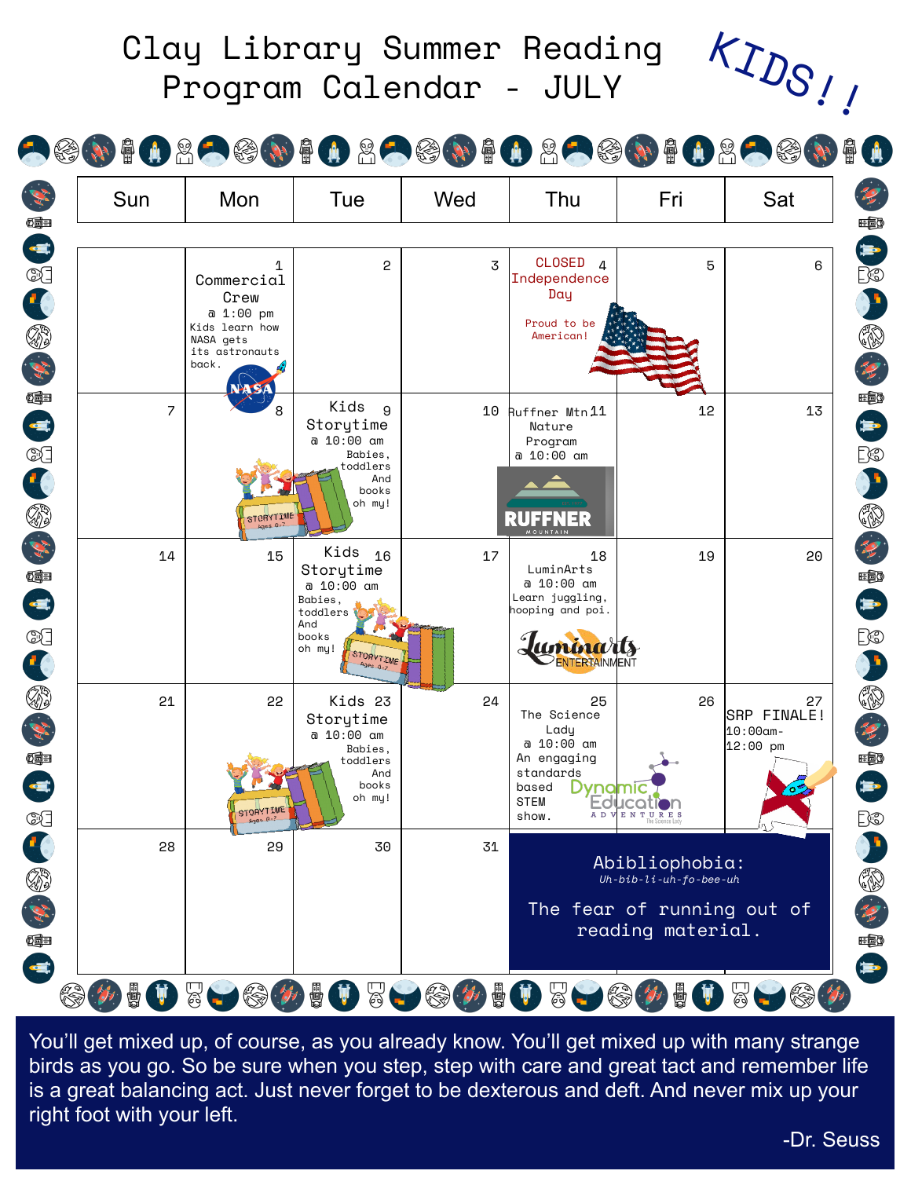# Clay Library Summer Reading Program Calendar - JULY

KIDS!!

| Sun | Mon | Tue | Wed | Thu | Fri | Sat |
|---|---|---|---|---|---|---|
| | 1 Commercial Crew @ 1:00 pm Kids learn how NASA gets its astronauts back. | 2 | 3 | CLOSED 4 Independence Day Proud to be American! | 5 | 6 |
| 7 | 8 | Kids 9 Storytime @ 10:00 am Babies, toddlers And books oh my! | 10 | Ruffner Mtn 11 Nature Program @ 10:00 am | 12 | 13 |
| 14 | 15 | Kids 16 Storytime @ 10:00 am Babies, toddlers And books oh my! | 17 | 18 LuminArts @ 10:00 am Learn juggling, hooping and poi. | 19 | 20 |
| 21 | 22 | Kids 23 Storytime @ 10:00 am Babies, toddlers And books oh my! | 24 | 25 The Science Lady @ 10:00 am An engaging standards based STEM show. | 26 | 27 SRP FINALE! 10:00am-12:00 pm |
| 28 | 29 | 30 | 31 | | | |

**Abibliophobia:**
*Uh-bib-li-uh-fo-bee-uh*

The fear of running out of reading material.

You'll get mixed up, of course, as you already know. You'll get mixed up with many strange birds as you go. So be sure when you step, step with care and great tact and remember life is a great balancing act. Just never forget to be dexterous and deft. And never mix up your right foot with your left.

-Dr. Seuss